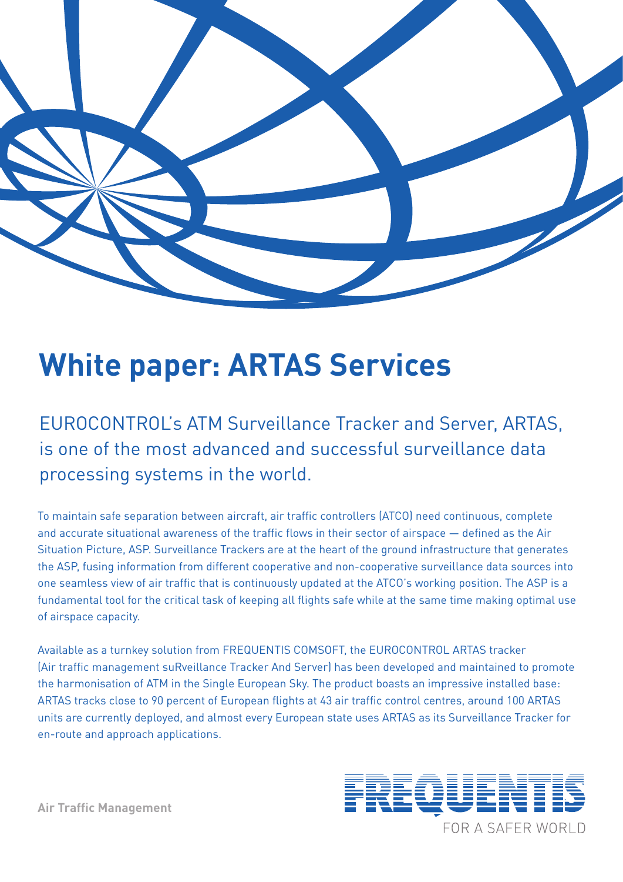# White paper: ARTAS Services

EUROCONTROL's ATM Surveillance Tracker and Server, ARTAS, is one of the most advanced and successful surveillance data processing systems in the world.

To maintain safe separation between aircraft, air traffic controllers (ATCO) need continuous, complete and accurate situational awareness of the traffic flows in their sector of airspace — defined as the Air Situation Picture, ASP. Surveillance Trackers are at the heart of the ground infrastructure that generates the ASP, fusing information from different cooperative and non-cooperative surveillance data sources into one seamless view of air traffic that is continuously updated at the ATCO's working position. The ASP is a fundamental tool for the critical task of keeping all flights safe while at the same time making optimal use of airspace capacity.

Available as a turnkey solution from FREQUENTIS COMSOFT, the EUROCONTROL ARTAS tracker (Air traffic management suRveillance Tracker And Server) has been developed and maintained to promote the harmonisation of ATM in the Single European Sky. The product boasts an impressive installed base: ARTAS tracks close to 90 percent of European flights at 43 air traffic control centres, around 100 ARTAS units are currently deployed, and almost every European state uses ARTAS as its Surveillance Tracker for en-route and approach applications.

**Air Traffic Management**

FREQUENTIS
FOR A SAFER WORLD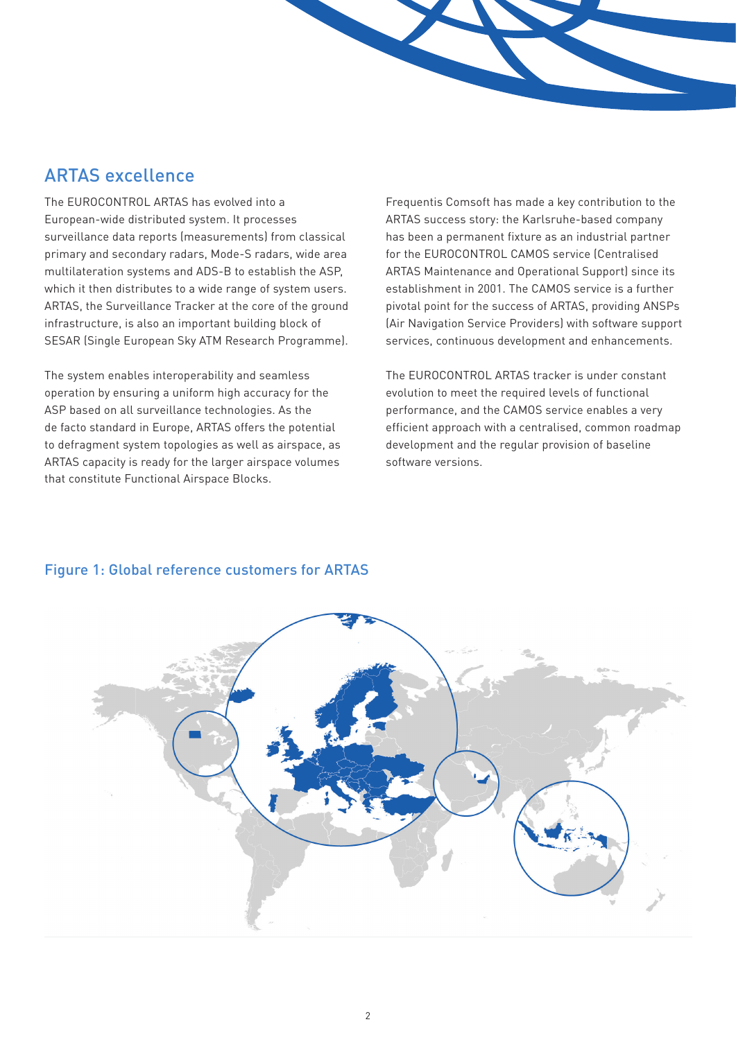## ARTAS excellence

The EUROCONTROL ARTAS has evolved into a European-wide distributed system. It processes surveillance data reports (measurements) from classical primary and secondary radars, Mode-S radars, wide area multilateration systems and ADS-B to establish the ASP, which it then distributes to a wide range of system users. ARTAS, the Surveillance Tracker at the core of the ground infrastructure, is also an important building block of SESAR (Single European Sky ATM Research Programme).

The system enables interoperability and seamless operation by ensuring a uniform high accuracy for the ASP based on all surveillance technologies. As the de facto standard in Europe, ARTAS offers the potential to defragment system topologies as well as airspace, as ARTAS capacity is ready for the larger airspace volumes that constitute Functional Airspace Blocks.

Frequentis Comsoft has made a key contribution to the ARTAS success story: the Karlsruhe-based company has been a permanent fixture as an industrial partner for the EUROCONTROL CAMOS service (Centralised ARTAS Maintenance and Operational Support) since its establishment in 2001. The CAMOS service is a further pivotal point for the success of ARTAS, providing ANSPs (Air Navigation Service Providers) with software support services, continuous development and enhancements.

The EUROCONTROL ARTAS tracker is under constant evolution to meet the required levels of functional performance, and the CAMOS service enables a very efficient approach with a centralised, common roadmap development and the regular provision of baseline software versions.

### Figure 1: Global reference customers for ARTAS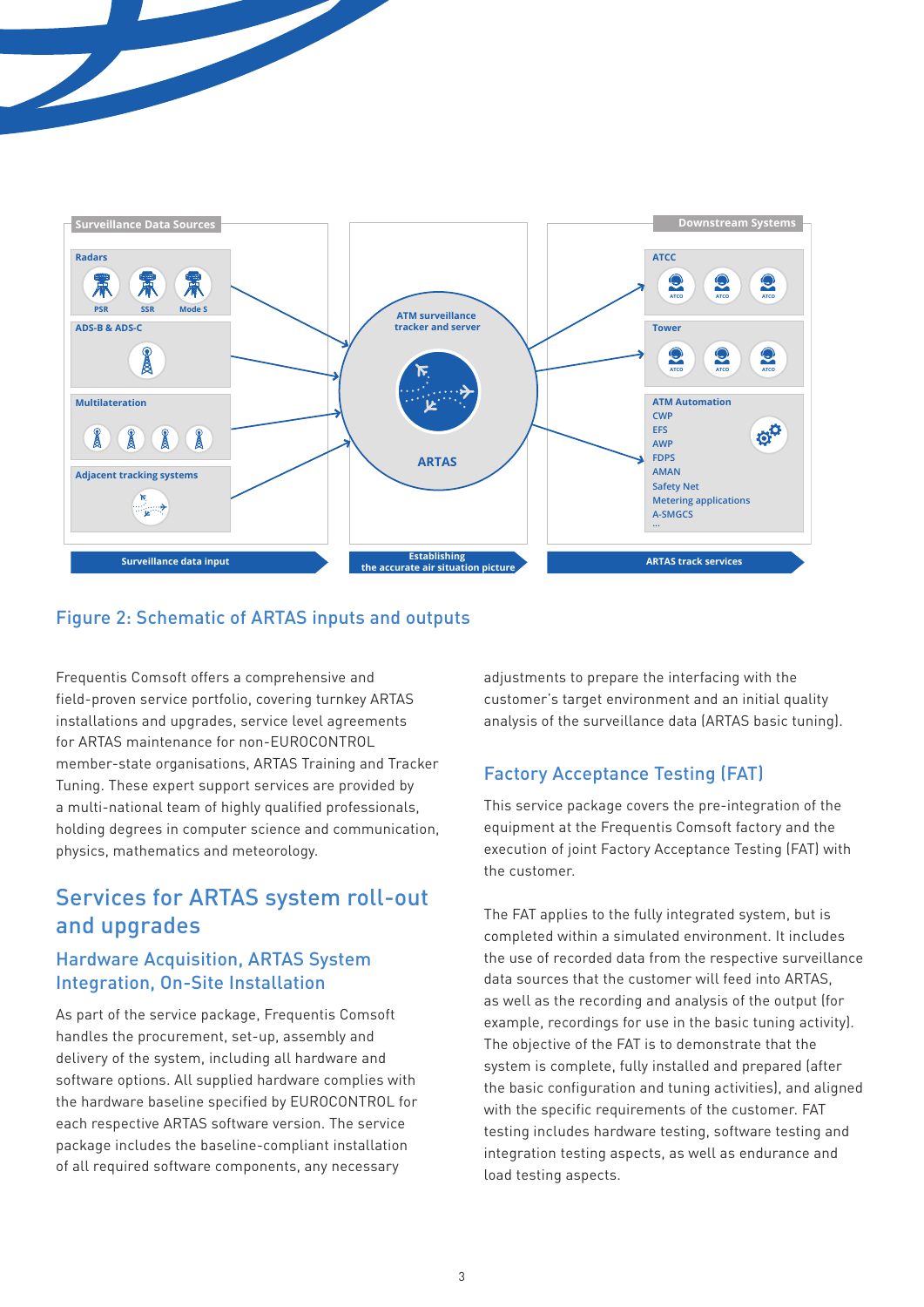Figure 2: Schematic of ARTAS inputs and outputs

Frequentis Comsoft offers a comprehensive and field-proven service portfolio, covering turnkey ARTAS installations and upgrades, service level agreements for ARTAS maintenance for non-EUROCONTROL member-state organisations, ARTAS Training and Tracker Tuning. These expert support services are provided by a multi-national team of highly qualified professionals, holding degrees in computer science and communication, physics, mathematics and meteorology.

## Services for ARTAS system roll-out and upgrades

### Hardware Acquisition, ARTAS System Integration, On-Site Installation

As part of the service package, Frequentis Comsoft handles the procurement, set-up, assembly and delivery of the system, including all hardware and software options. All supplied hardware complies with the hardware baseline specified by EUROCONTROL for each respective ARTAS software version. The service package includes the baseline-compliant installation of all required software components, any necessary adjustments to prepare the interfacing with the customer's target environment and an initial quality analysis of the surveillance data (ARTAS basic tuning).

### Factory Acceptance Testing (FAT)

This service package covers the pre-integration of the equipment at the Frequentis Comsoft factory and the execution of joint Factory Acceptance Testing (FAT) with the customer.

The FAT applies to the fully integrated system, but is completed within a simulated environment. It includes the use of recorded data from the respective surveillance data sources that the customer will feed into ARTAS, as well as the recording and analysis of the output (for example, recordings for use in the basic tuning activity). The objective of the FAT is to demonstrate that the system is complete, fully installed and prepared (after the basic configuration and tuning activities), and aligned with the specific requirements of the customer. FAT testing includes hardware testing, software testing and integration testing aspects, as well as endurance and load testing aspects.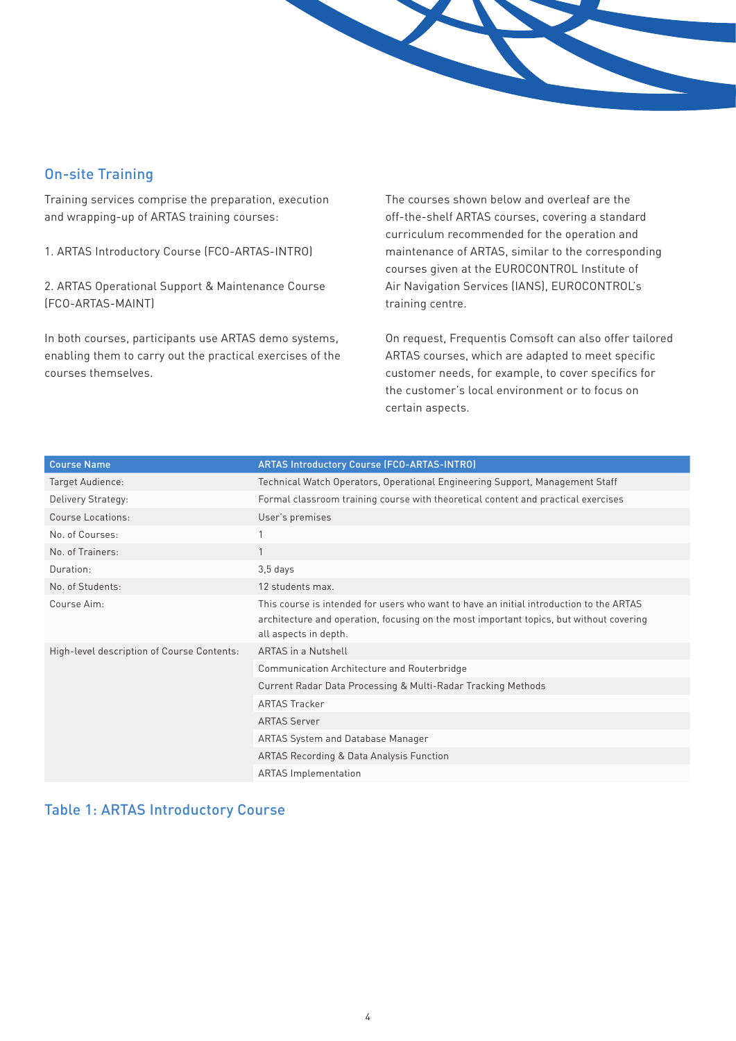## On-site Training

Training services comprise the preparation, execution and wrapping-up of ARTAS training courses:

1. ARTAS Introductory Course (FCO-ARTAS-INTRO)

2. ARTAS Operational Support & Maintenance Course (FCO-ARTAS-MAINT)

In both courses, participants use ARTAS demo systems, enabling them to carry out the practical exercises of the courses themselves.

The courses shown below and overleaf are the off-the-shelf ARTAS courses, covering a standard curriculum recommended for the operation and maintenance of ARTAS, similar to the corresponding courses given at the EUROCONTROL Institute of Air Navigation Services (IANS), EUROCONTROL's training centre.

On request, Frequentis Comsoft can also offer tailored ARTAS courses, which are adapted to meet specific customer needs, for example, to cover specifics for the customer's local environment or to focus on certain aspects.

| Course Name | ARTAS Introductory Course (FCO-ARTAS-INTRO) |
|---|---|
| Target Audience: | Technical Watch Operators, Operational Engineering Support, Management Staff |
| Delivery Strategy: | Formal classroom training course with theoretical content and practical exercises |
| Course Locations: | User's premises |
| No. of Courses: | 1 |
| No. of Trainers: | 1 |
| Duration: | 3,5 days |
| No. of Students: | 12 students max. |
| Course Aim: | This course is intended for users who want to have an initial introduction to the ARTAS architecture and operation, focusing on the most important topics, but without covering all aspects in depth. |
| High-level description of Course Contents: | ARTAS in a Nutshell |
| | Communication Architecture and Routerbridge |
| | Current Radar Data Processing & Multi-Radar Tracking Methods |
| | ARTAS Tracker |
| | ARTAS Server |
| | ARTAS System and Database Manager |
| | ARTAS Recording & Data Analysis Function |
| | ARTAS Implementation |

Table 1: ARTAS Introductory Course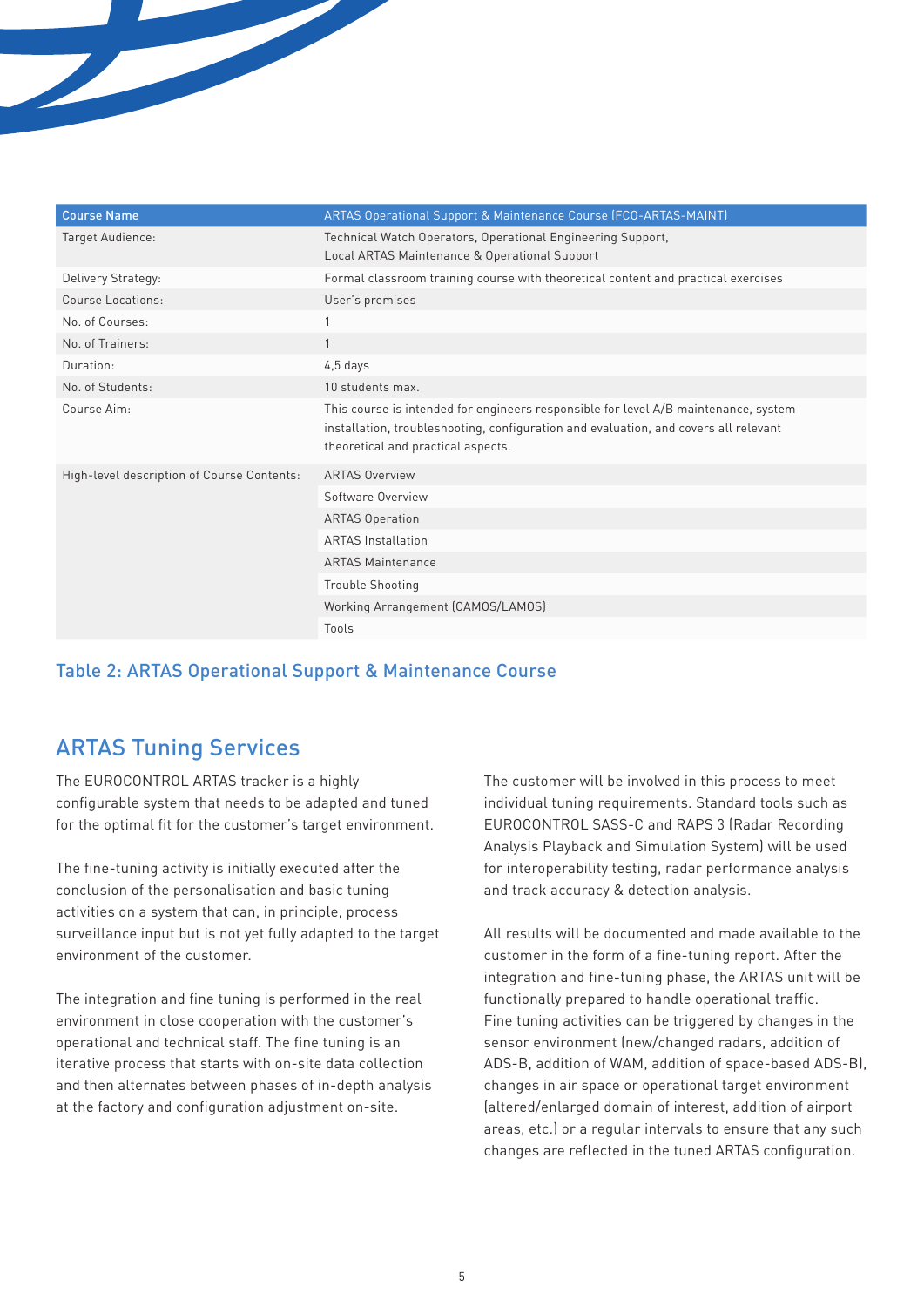| Course Name | ARTAS Operational Support & Maintenance Course (FCO-ARTAS-MAINT) |
|---|---|
| Target Audience: | Technical Watch Operators, Operational Engineering Support, Local ARTAS Maintenance & Operational Support |
| Delivery Strategy: | Formal classroom training course with theoretical content and practical exercises |
| Course Locations: | User's premises |
| No. of Courses: | 1 |
| No. of Trainers: | 1 |
| Duration: | 4,5 days |
| No. of Students: | 10 students max. |
| Course Aim: | This course is intended for engineers responsible for level A/B maintenance, system installation, troubleshooting, configuration and evaluation, and covers all relevant theoretical and practical aspects. |
| High-level description of Course Contents: | ARTAS Overview |
| | Software Overview |
| | ARTAS Operation |
| | ARTAS Installation |
| | ARTAS Maintenance |
| | Trouble Shooting |
| | Working Arrangement (CAMOS/LAMOS) |
| | Tools |

Table 2: ARTAS Operational Support & Maintenance Course

## ARTAS Tuning Services

The EUROCONTROL ARTAS tracker is a highly configurable system that needs to be adapted and tuned for the optimal fit for the customer's target environment.

The fine-tuning activity is initially executed after the conclusion of the personalisation and basic tuning activities on a system that can, in principle, process surveillance input but is not yet fully adapted to the target environment of the customer.

The integration and fine tuning is performed in the real environment in close cooperation with the customer's operational and technical staff. The fine tuning is an iterative process that starts with on-site data collection and then alternates between phases of in-depth analysis at the factory and configuration adjustment on-site.

The customer will be involved in this process to meet individual tuning requirements. Standard tools such as EUROCONTROL SASS-C and RAPS 3 (Radar Recording Analysis Playback and Simulation System) will be used for interoperability testing, radar performance analysis and track accuracy & detection analysis.

All results will be documented and made available to the customer in the form of a fine-tuning report. After the integration and fine-tuning phase, the ARTAS unit will be functionally prepared to handle operational traffic.
Fine tuning activities can be triggered by changes in the sensor environment (new/changed radars, addition of ADS-B, addition of WAM, addition of space-based ADS-B), changes in air space or operational target environment (altered/enlarged domain of interest, addition of airport areas, etc.) or a regular intervals to ensure that any such changes are reflected in the tuned ARTAS configuration.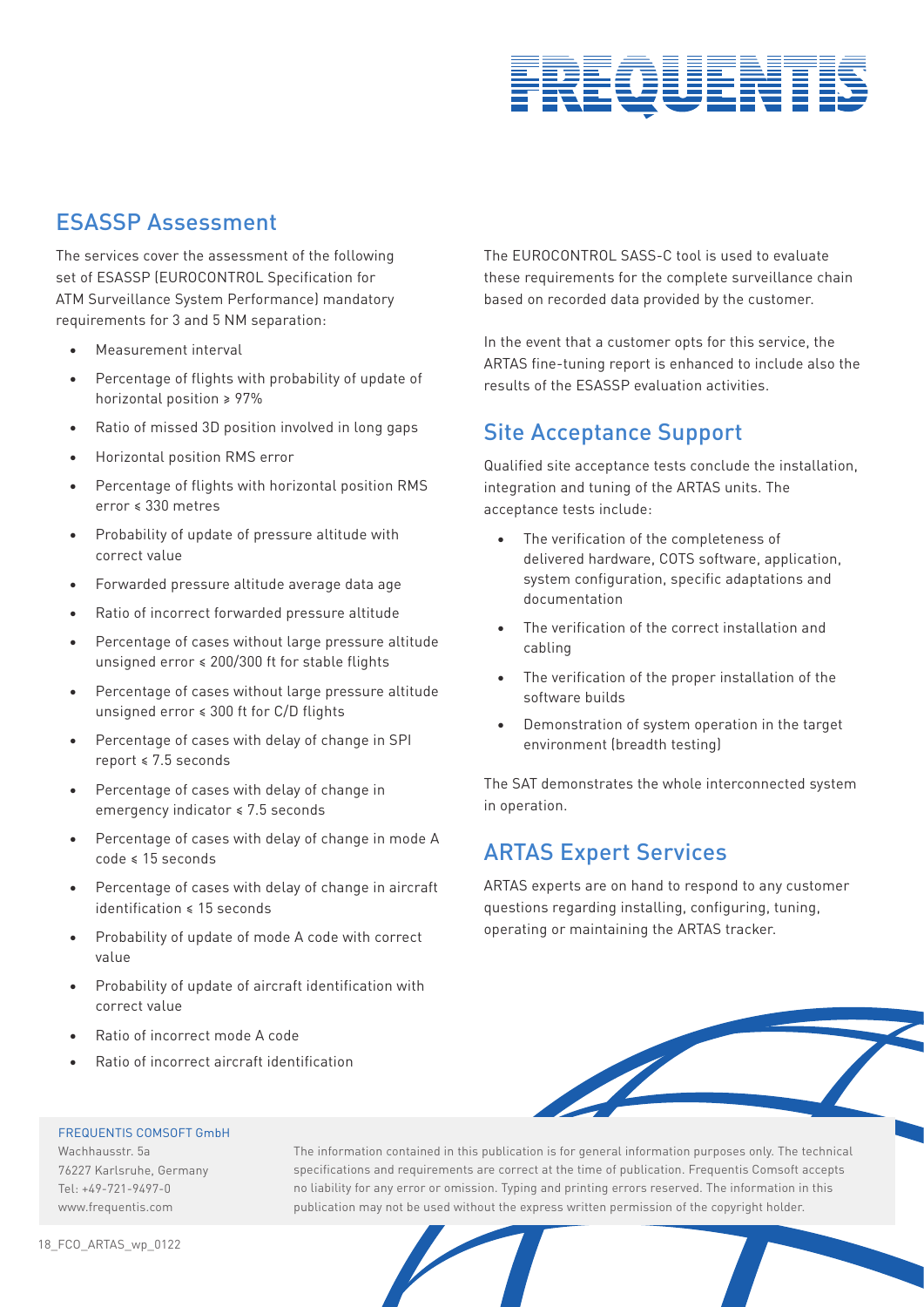## ESASSP Assessment

The services cover the assessment of the following set of ESASSP (EUROCONTROL Specification for ATM Surveillance System Performance) mandatory requirements for 3 and 5 NM separation:

- Measurement interval
- Percentage of flights with probability of update of horizontal position ⩾ 97%
- Ratio of missed 3D position involved in long gaps
- Horizontal position RMS error
- Percentage of flights with horizontal position RMS error ⩽ 330 metres
- Probability of update of pressure altitude with correct value
- Forwarded pressure altitude average data age
- Ratio of incorrect forwarded pressure altitude
- Percentage of cases without large pressure altitude unsigned error ⩽ 200/300 ft for stable flights
- Percentage of cases without large pressure altitude unsigned error ⩽ 300 ft for C/D flights
- Percentage of cases with delay of change in SPI report ⩽ 7.5 seconds
- Percentage of cases with delay of change in emergency indicator ⩽ 7.5 seconds
- Percentage of cases with delay of change in mode A code ⩽ 15 seconds
- Percentage of cases with delay of change in aircraft identification ⩽ 15 seconds
- Probability of update of mode A code with correct value
- Probability of update of aircraft identification with correct value
- Ratio of incorrect mode A code
- Ratio of incorrect aircraft identification

The EUROCONTROL SASS-C tool is used to evaluate these requirements for the complete surveillance chain based on recorded data provided by the customer.

In the event that a customer opts for this service, the ARTAS fine-tuning report is enhanced to include also the results of the ESASSP evaluation activities.

## Site Acceptance Support

Qualified site acceptance tests conclude the installation, integration and tuning of the ARTAS units. The acceptance tests include:

- The verification of the completeness of delivered hardware, COTS software, application, system configuration, specific adaptations and documentation
- The verification of the correct installation and cabling
- The verification of the proper installation of the software builds
- Demonstration of system operation in the target environment (breadth testing)

The SAT demonstrates the whole interconnected system in operation.

## ARTAS Expert Services

ARTAS experts are on hand to respond to any customer questions regarding installing, configuring, tuning, operating or maintaining the ARTAS tracker.

FREQUENTIS COMSOFT GmbH
Wachhausstr. 5a
76227 Karlsruhe, Germany
Tel: +49-721-9497-0
www.frequentis.com

The information contained in this publication is for general information purposes only. The technical specifications and requirements are correct at the time of publication. Frequentis Comsoft accepts no liability for any error or omission. Typing and printing errors reserved. The information in this publication may not be used without the express written permission of the copyright holder.

18_FCO_ARTAS_wp_0122